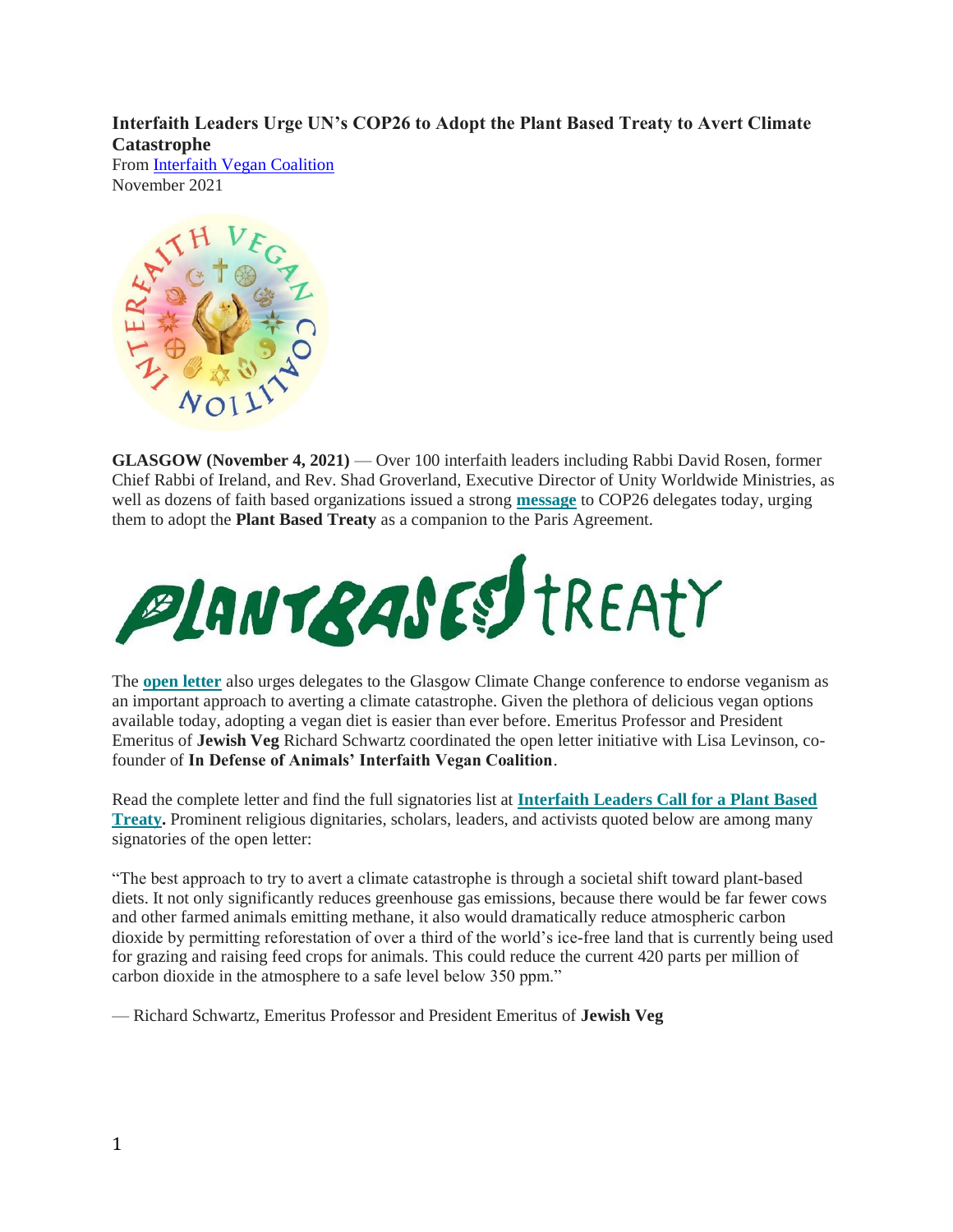**Interfaith Leaders Urge UN's COP26 to Adopt the Plant Based Treaty to Avert Climate Catastrophe**

From Interfaith Vegan Coalition
November 2021

**GLASGOW (November 4, 2021)** — Over 100 interfaith leaders including Rabbi David Rosen, former Chief Rabbi of Ireland, and Rev. Shad Groverland, Executive Director of Unity Worldwide Ministries, as well as dozens of faith based organizations issued a strong **message** to COP26 delegates today, urging them to adopt the **Plant Based Treaty** as a companion to the Paris Agreement.

The **open letter** also urges delegates to the Glasgow Climate Change conference to endorse veganism as an important approach to averting a climate catastrophe. Given the plethora of delicious vegan options available today, adopting a vegan diet is easier than ever before. Emeritus Professor and President Emeritus of **Jewish Veg** Richard Schwartz coordinated the open letter initiative with Lisa Levinson, co-founder of **In Defense of Animals' Interfaith Vegan Coalition**.

Read the complete letter and find the full signatories list at **Interfaith Leaders Call for a Plant Based Treaty.** Prominent religious dignitaries, scholars, leaders, and activists quoted below are among many signatories of the open letter:

"The best approach to try to avert a climate catastrophe is through a societal shift toward plant-based diets. It not only significantly reduces greenhouse gas emissions, because there would be far fewer cows and other farmed animals emitting methane, it also would dramatically reduce atmospheric carbon dioxide by permitting reforestation of over a third of the world's ice-free land that is currently being used for grazing and raising feed crops for animals. This could reduce the current 420 parts per million of carbon dioxide in the atmosphere to a safe level below 350 ppm."

— Richard Schwartz, Emeritus Professor and President Emeritus of **Jewish Veg**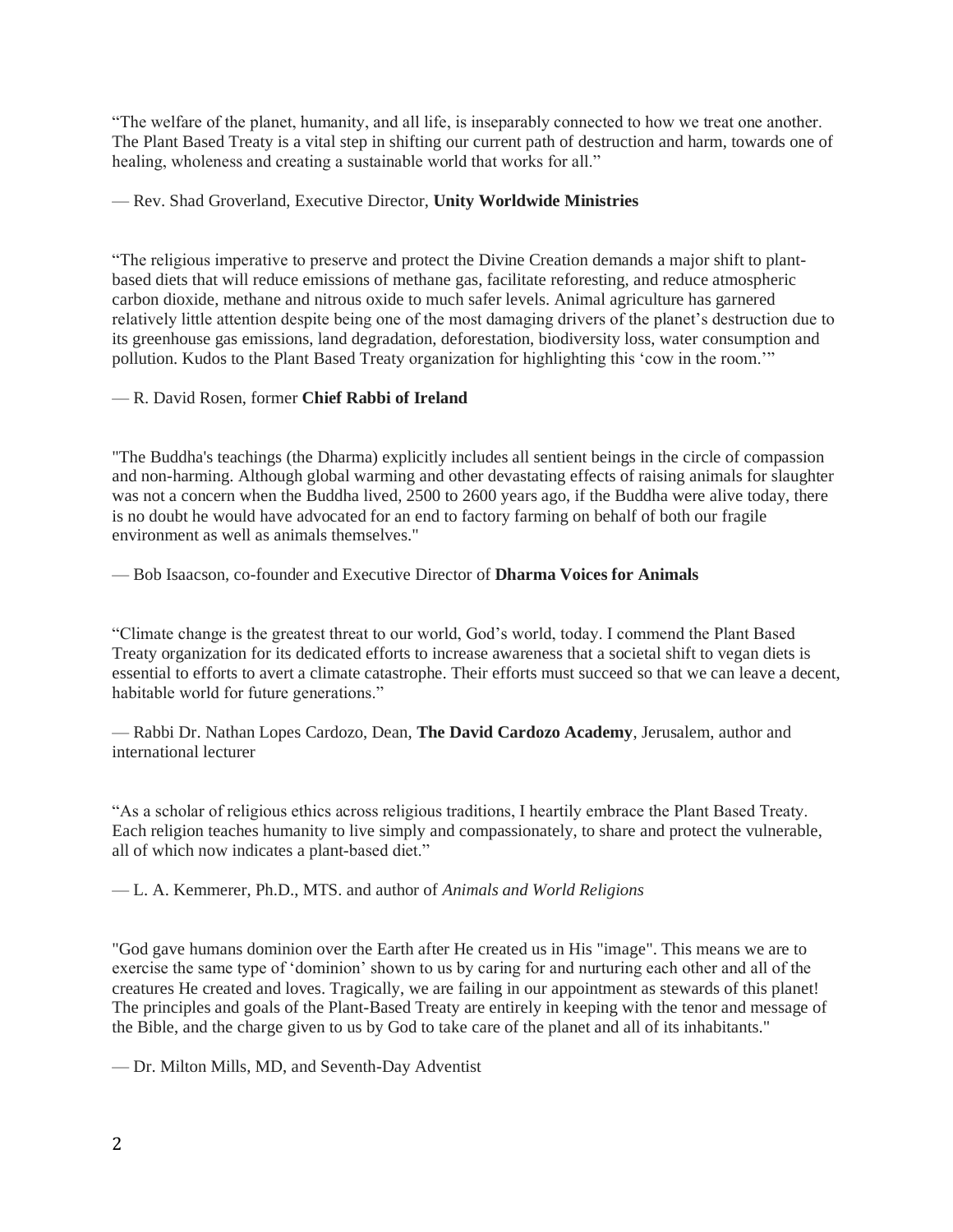"The welfare of the planet, humanity, and all life, is inseparably connected to how we treat one another. The Plant Based Treaty is a vital step in shifting our current path of destruction and harm, towards one of healing, wholeness and creating a sustainable world that works for all."

— Rev. Shad Groverland, Executive Director, **Unity Worldwide Ministries**

"The religious imperative to preserve and protect the Divine Creation demands a major shift to plant-based diets that will reduce emissions of methane gas, facilitate reforesting, and reduce atmospheric carbon dioxide, methane and nitrous oxide to much safer levels. Animal agriculture has garnered relatively little attention despite being one of the most damaging drivers of the planet's destruction due to its greenhouse gas emissions, land degradation, deforestation, biodiversity loss, water consumption and pollution. Kudos to the Plant Based Treaty organization for highlighting this 'cow in the room.'"

— R. David Rosen, former **Chief Rabbi of Ireland**

"The Buddha's teachings (the Dharma) explicitly includes all sentient beings in the circle of compassion and non-harming. Although global warming and other devastating effects of raising animals for slaughter was not a concern when the Buddha lived, 2500 to 2600 years ago, if the Buddha were alive today, there is no doubt he would have advocated for an end to factory farming on behalf of both our fragile environment as well as animals themselves."

— Bob Isaacson, co-founder and Executive Director of **Dharma Voices for Animals**

"Climate change is the greatest threat to our world, God's world, today. I commend the Plant Based Treaty organization for its dedicated efforts to increase awareness that a societal shift to vegan diets is essential to efforts to avert a climate catastrophe. Their efforts must succeed so that we can leave a decent, habitable world for future generations."

— Rabbi Dr. Nathan Lopes Cardozo, Dean, **The David Cardozo Academy**, Jerusalem, author and international lecturer

"As a scholar of religious ethics across religious traditions, I heartily embrace the Plant Based Treaty. Each religion teaches humanity to live simply and compassionately, to share and protect the vulnerable, all of which now indicates a plant-based diet."

— L. A. Kemmerer, Ph.D., MTS. and author of *Animals and World Religions*

"God gave humans dominion over the Earth after He created us in His "image". This means we are to exercise the same type of 'dominion' shown to us by caring for and nurturing each other and all of the creatures He created and loves. Tragically, we are failing in our appointment as stewards of this planet! The principles and goals of the Plant-Based Treaty are entirely in keeping with the tenor and message of the Bible, and the charge given to us by God to take care of the planet and all of its inhabitants."

— Dr. Milton Mills, MD, and Seventh-Day Adventist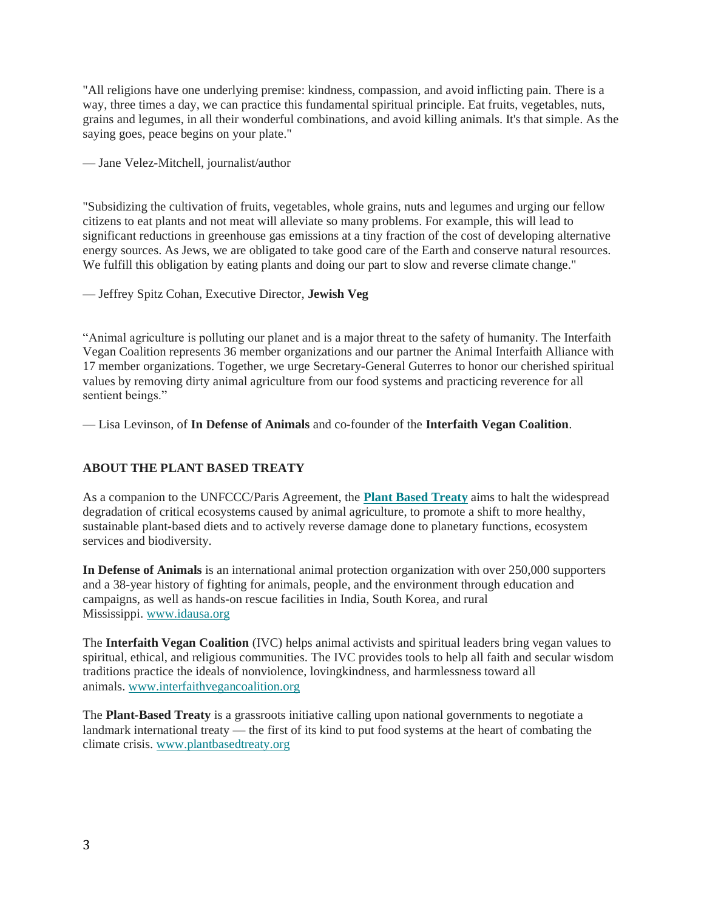"All religions have one underlying premise: kindness, compassion, and avoid inflicting pain. There is a way, three times a day, we can practice this fundamental spiritual principle. Eat fruits, vegetables, nuts, grains and legumes, in all their wonderful combinations, and avoid killing animals. It's that simple. As the saying goes, peace begins on your plate."

— Jane Velez-Mitchell, journalist/author

"Subsidizing the cultivation of fruits, vegetables, whole grains, nuts and legumes and urging our fellow citizens to eat plants and not meat will alleviate so many problems. For example, this will lead to significant reductions in greenhouse gas emissions at a tiny fraction of the cost of developing alternative energy sources. As Jews, we are obligated to take good care of the Earth and conserve natural resources. We fulfill this obligation by eating plants and doing our part to slow and reverse climate change."

— Jeffrey Spitz Cohan, Executive Director, **Jewish Veg**

"Animal agriculture is polluting our planet and is a major threat to the safety of humanity. The Interfaith Vegan Coalition represents 36 member organizations and our partner the Animal Interfaith Alliance with 17 member organizations. Together, we urge Secretary-General Guterres to honor our cherished spiritual values by removing dirty animal agriculture from our food systems and practicing reverence for all sentient beings."

— Lisa Levinson, of **In Defense of Animals** and co-founder of the **Interfaith Vegan Coalition**.

**ABOUT THE PLANT BASED TREATY**

As a companion to the UNFCCC/Paris Agreement, the **Plant Based Treaty** aims to halt the widespread degradation of critical ecosystems caused by animal agriculture, to promote a shift to more healthy, sustainable plant-based diets and to actively reverse damage done to planetary functions, ecosystem services and biodiversity.

**In Defense of Animals** is an international animal protection organization with over 250,000 supporters and a 38-year history of fighting for animals, people, and the environment through education and campaigns, as well as hands-on rescue facilities in India, South Korea, and rural Mississippi. www.idausa.org

The **Interfaith Vegan Coalition** (IVC) helps animal activists and spiritual leaders bring vegan values to spiritual, ethical, and religious communities. The IVC provides tools to help all faith and secular wisdom traditions practice the ideals of nonviolence, lovingkindness, and harmlessness toward all animals. www.interfaithvegancoalition.org

The **Plant-Based Treaty** is a grassroots initiative calling upon national governments to negotiate a landmark international treaty — the first of its kind to put food systems at the heart of combating the climate crisis. www.plantbasedtreaty.org